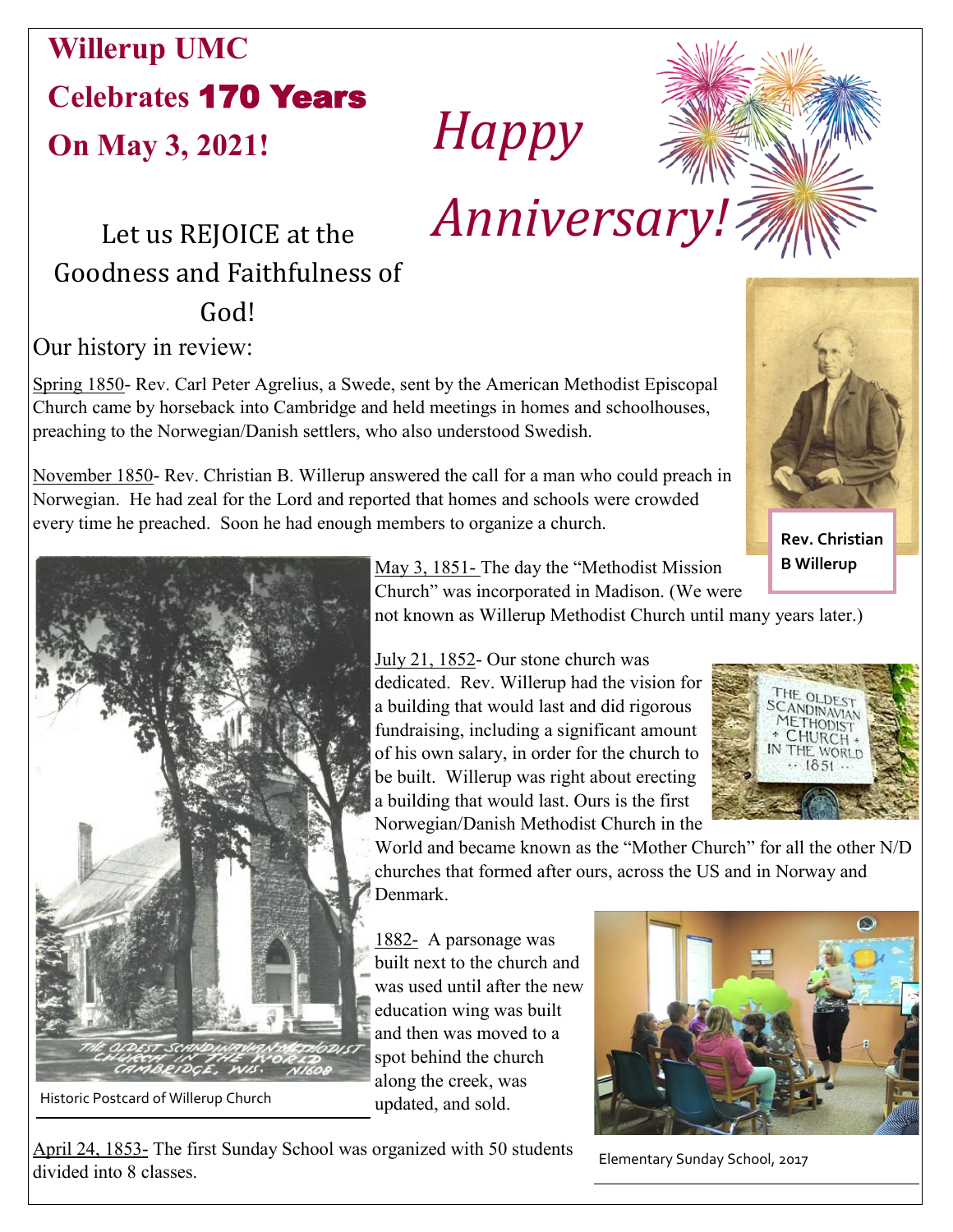# Willerup UMC Celebrates 170 Years On May 3, 2021!

*Happy Anniversary!*

Let us REJOICE at the Goodness and Faithfulness of God!

Our history in review:

Spring 1850- Rev. Carl Peter Agrelius, a Swede, sent by the American Methodist Episcopal Church came by horseback into Cambridge and held meetings in homes and schoolhouses, preaching to the Norwegian/Danish settlers, who also understood Swedish.

November 1850- Rev. Christian B. Willerup answered the call for a man who could preach in Norwegian. He had zeal for the Lord and reported that homes and schools were crowded every time he preached. Soon he had enough members to organize a church.

**Rev. Christian B Willerup**

May 3, 1851- The day the "Methodist Mission Church" was incorporated in Madison. (We were not known as Willerup Methodist Church until many years later.)

July 21, 1852- Our stone church was dedicated. Rev. Willerup had the vision for a building that would last and did rigorous fundraising, including a significant amount of his own salary, in order for the church to be built. Willerup was right about erecting a building that would last. Ours is the first Norwegian/Danish Methodist Church in the World and became known as the "Mother Church" for all the other N/D churches that formed after ours, across the US and in Norway and Denmark.

THE OLDEST SCANDINAVIAN METHODIST CHURCH IN THE WORLD 1851

THE OLDEST SCANDINAVIAN METHODIST CHURCH IN THE WORLD CAMBRIDGE, WIS. N1608

Historic Postcard of Willerup Church

1882- A parsonage was built next to the church and was used until after the new education wing was built and then was moved to a spot behind the church along the creek, was updated, and sold.

Elementary Sunday School, 2017

April 24, 1853- The first Sunday School was organized with 50 students divided into 8 classes.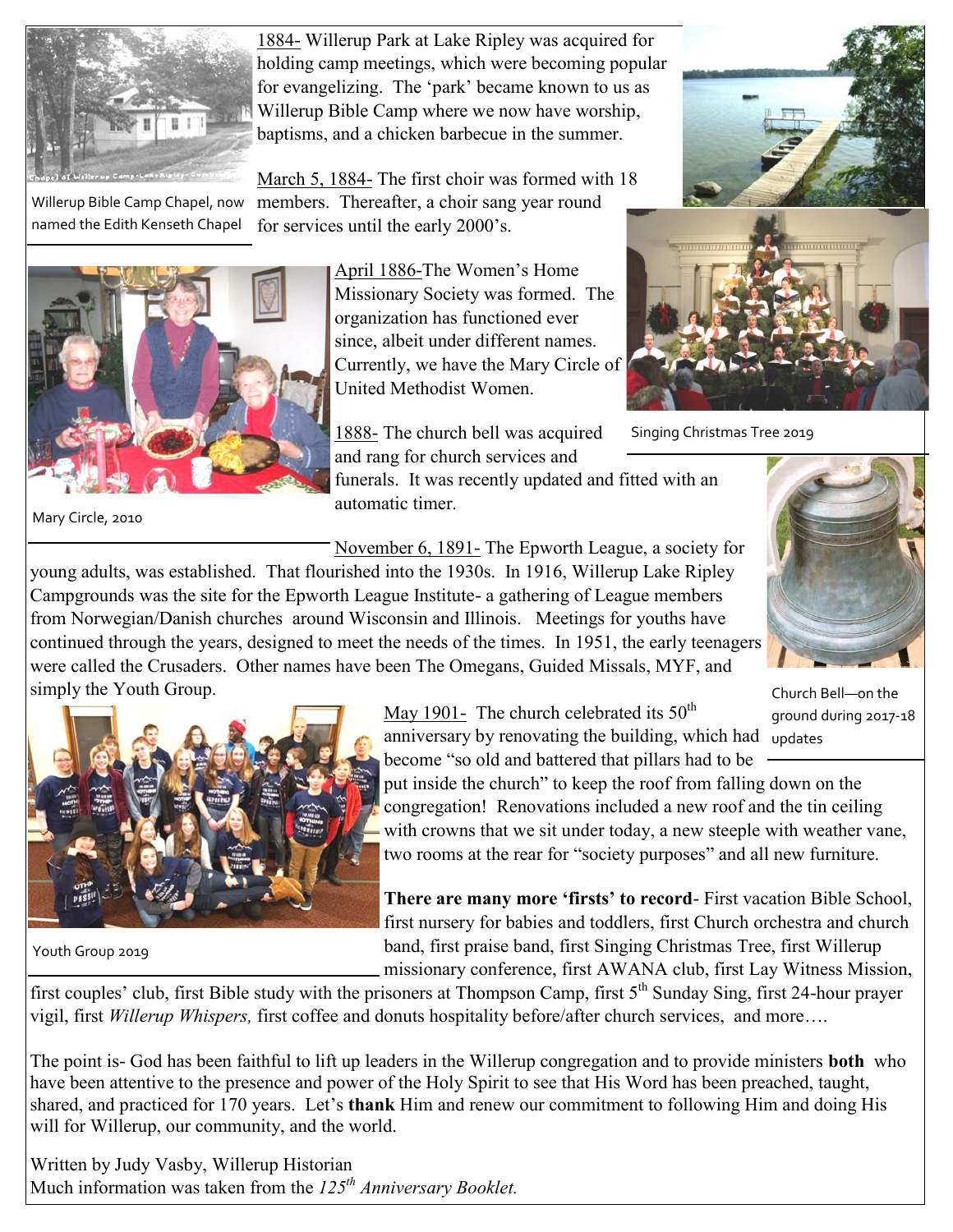1884- Willerup Park at Lake Ripley was acquired for holding camp meetings, which were becoming popular for evangelizing. The 'park' became known to us as Willerup Bible Camp where we now have worship, baptisms, and a chicken barbecue in the summer.

Willerup Bible Camp Chapel, now named the Edith Kenseth Chapel

March 5, 1884- The first choir was formed with 18 members. Thereafter, a choir sang year round for services until the early 2000's.

April 1886-The Women's Home Missionary Society was formed. The organization has functioned ever since, albeit under different names. Currently, we have the Mary Circle of United Methodist Women.

Singing Christmas Tree 2019

1888- The church bell was acquired and rang for church services and funerals. It was recently updated and fitted with an automatic timer.

Mary Circle, 2010

November 6, 1891- The Epworth League, a society for young adults, was established. That flourished into the 1930s. In 1916, Willerup Lake Ripley Campgrounds was the site for the Epworth League Institute- a gathering of League members from Norwegian/Danish churches around Wisconsin and Illinois. Meetings for youths have continued through the years, designed to meet the needs of the times. In 1951, the early teenagers were called the Crusaders. Other names have been The Omegans, Guided Missals, MYF, and simply the Youth Group.

Church Bell—on the ground during 2017-18 updates

May 1901- The church celebrated its 50th anniversary by renovating the building, which had become "so old and battered that pillars had to be put inside the church" to keep the roof from falling down on the congregation! Renovations included a new roof and the tin ceiling with crowns that we sit under today, a new steeple with weather vane, two rooms at the rear for "society purposes" and all new furniture.

Youth Group 2019

**There are many more 'firsts' to record**- First vacation Bible School, first nursery for babies and toddlers, first Church orchestra and church band, first praise band, first Singing Christmas Tree, first Willerup missionary conference, first AWANA club, first Lay Witness Mission, first couples' club, first Bible study with the prisoners at Thompson Camp, first 5th Sunday Sing, first 24-hour prayer vigil, first *Willerup Whispers,* first coffee and donuts hospitality before/after church services, and more….

The point is- God has been faithful to lift up leaders in the Willerup congregation and to provide ministers **both** who have been attentive to the presence and power of the Holy Spirit to see that His Word has been preached, taught, shared, and practiced for 170 years. Let's **thank** Him and renew our commitment to following Him and doing His will for Willerup, our community, and the world.

Written by Judy Vasby, Willerup Historian
Much information was taken from the *125th Anniversary Booklet.*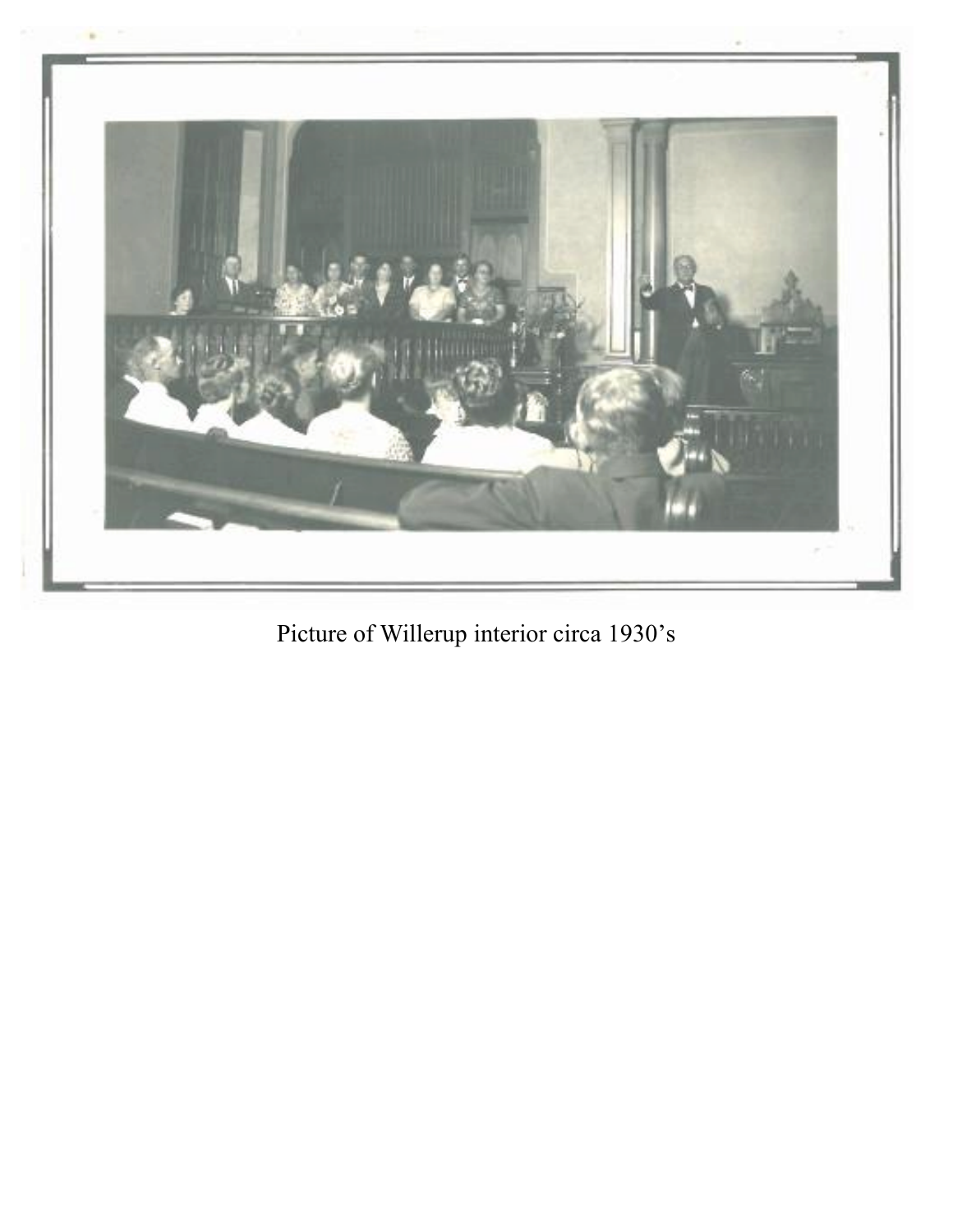Picture of Willerup interior circa 1930's